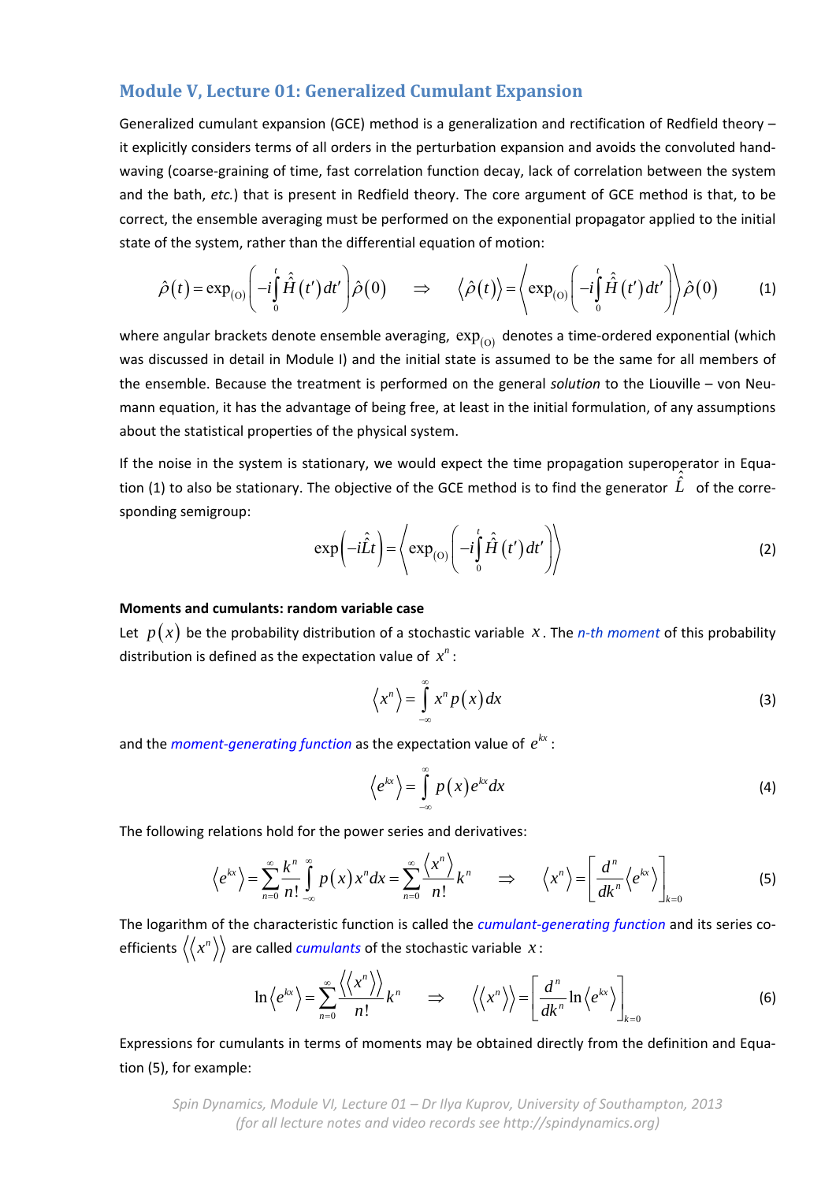## Module V, Lecture 01: Generalized Cumulant Expansion

Generalized cumulant expansion (GCE) method is a generalization and rectification of Redfield theory – it explicitly considers terms of all orders in the perturbation expansion and avoids the convoluted hand-waving (coarse-graining of time, fast correlation function decay, lack of correlation between the system and the bath, *etc.*) that is present in Redfield theory. The core argument of GCE method is that, to be correct, the ensemble averaging must be performed on the exponential propagator applied to the initial state of the system, rather than the differential equation of motion:

$$\hat{\rho}(t) = \exp_{(\mathrm{O})}\left(-i\int_0^t \hat{\hat{H}}(t')\,dt'\right)\hat{\rho}(0) \quad \Rightarrow \quad \left\langle \hat{\rho}(t)\right\rangle = \left\langle \exp_{(\mathrm{O})}\left(-i\int_0^t \hat{\hat{H}}(t')\,dt'\right)\right\rangle \hat{\rho}(0) \tag{1}$$

where angular brackets denote ensemble averaging, $\exp_{(\mathrm{O})}$ denotes a time-ordered exponential (which was discussed in detail in Module I) and the initial state is assumed to be the same for all members of the ensemble. Because the treatment is performed on the general *solution* to the Liouville – von Neumann equation, it has the advantage of being free, at least in the initial formulation, of any assumptions about the statistical properties of the physical system.

If the noise in the system is stationary, we would expect the time propagation superoperator in Equation (1) to also be stationary. The objective of the GCE method is to find the generator $\hat{\hat{L}}$ of the corresponding semigroup:

$$\exp\left(-i\hat{\hat{L}}t\right) = \left\langle \exp_{(\mathrm{O})}\left(-i\int_0^t \hat{\hat{H}}(t')\,dt'\right)\right\rangle \tag{2}$$

**Moments and cumulants: random variable case**

Let $p(x)$ be the probability distribution of a stochastic variable $x$. The *n-th moment* of this probability distribution is defined as the expectation value of $x^n$:

$$\left\langle x^n \right\rangle = \int_{-\infty}^{\infty} x^n p(x)\,dx \tag{3}$$

and the *moment-generating function* as the expectation value of $e^{kx}$:

$$\left\langle e^{kx} \right\rangle = \int_{-\infty}^{\infty} p(x) e^{kx}\,dx \tag{4}$$

The following relations hold for the power series and derivatives:

$$\left\langle e^{kx} \right\rangle = \sum_{n=0}^{\infty} \frac{k^n}{n!}\int_{-\infty}^{\infty} p(x) x^n\,dx = \sum_{n=0}^{\infty} \frac{\left\langle x^n \right\rangle}{n!} k^n \quad \Rightarrow \quad \left\langle x^n \right\rangle = \left[\frac{d^n}{dk^n}\left\langle e^{kx} \right\rangle\right]_{k=0} \tag{5}$$

The logarithm of the characteristic function is called the *cumulant-generating function* and its series coefficients $\left\langle\left\langle x^n \right\rangle\right\rangle$ are called *cumulants* of the stochastic variable $x$:

$$\ln\left\langle e^{kx} \right\rangle = \sum_{n=0}^{\infty} \frac{\left\langle\left\langle x^n \right\rangle\right\rangle}{n!} k^n \quad \Rightarrow \quad \left\langle\left\langle x^n \right\rangle\right\rangle = \left[\frac{d^n}{dk^n}\ln\left\langle e^{kx} \right\rangle\right]_{k=0} \tag{6}$$

Expressions for cumulants in terms of moments may be obtained directly from the definition and Equation (5), for example: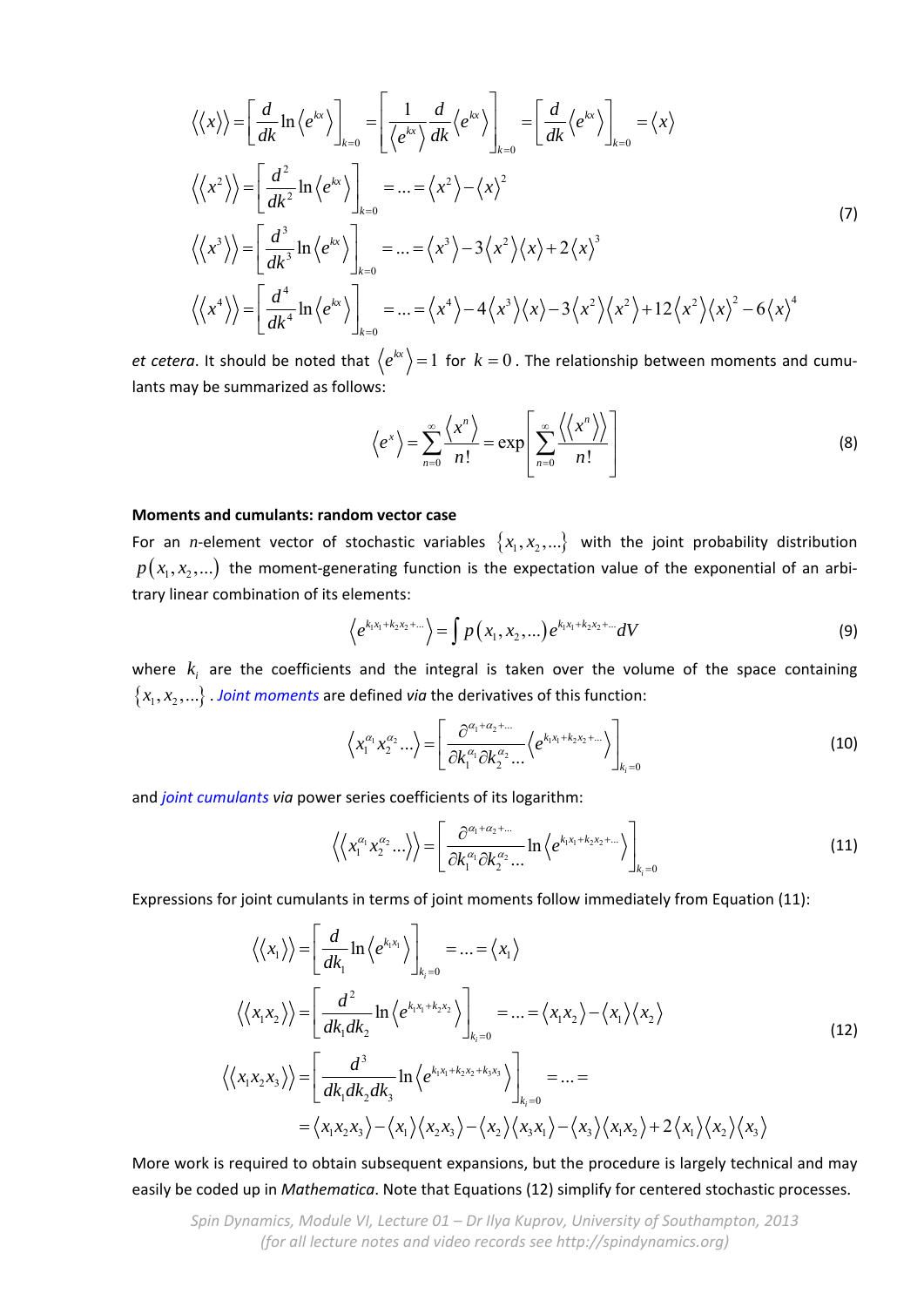$$
\begin{aligned}
\langle\langle x \rangle\rangle &= \left[\frac{d}{dk}\ln\left\langle e^{kx}\right\rangle\right]_{k=0} = \left[\frac{1}{\left\langle e^{kx}\right\rangle}\frac{d}{dk}\left\langle e^{kx}\right\rangle\right]_{k=0} = \left[\frac{d}{dk}\left\langle e^{kx}\right\rangle\right]_{k=0} = \langle x \rangle \\
\langle\langle x^2 \rangle\rangle &= \left[\frac{d^2}{dk^2}\ln\left\langle e^{kx}\right\rangle\right]_{k=0} = \ldots = \langle x^2 \rangle - \langle x \rangle^2 \\
\langle\langle x^3 \rangle\rangle &= \left[\frac{d^3}{dk^3}\ln\left\langle e^{kx}\right\rangle\right]_{k=0} = \ldots = \langle x^3 \rangle - 3\langle x^2 \rangle\langle x \rangle + 2\langle x \rangle^3 \\
\langle\langle x^4 \rangle\rangle &= \left[\frac{d^4}{dk^4}\ln\left\langle e^{kx}\right\rangle\right]_{k=0} = \ldots = \langle x^4 \rangle - 4\langle x^3 \rangle\langle x \rangle - 3\langle x^2 \rangle\langle x^2 \rangle + 12\langle x^2 \rangle\langle x \rangle^2 - 6\langle x \rangle^4
\end{aligned}
\tag{7}
$$

*et cetera*. It should be noted that $\left\langle e^{kx}\right\rangle = 1$ for $k = 0$. The relationship between moments and cumulants may be summarized as follows:

$$
\left\langle e^{x}\right\rangle = \sum_{n=0}^{\infty}\frac{\langle x^n \rangle}{n!} = \exp\left[\sum_{n=0}^{\infty}\frac{\langle\langle x^n \rangle\rangle}{n!}\right]
\tag{8}
$$

**Moments and cumulants: random vector case**

For an *n*-element vector of stochastic variables $\{x_1, x_2, \ldots\}$ with the joint probability distribution $p(x_1, x_2, \ldots)$ the moment-generating function is the expectation value of the exponential of an arbitrary linear combination of its elements:

$$
\left\langle e^{k_1 x_1 + k_2 x_2 + \ldots}\right\rangle = \int p(x_1, x_2, \ldots)\, e^{k_1 x_1 + k_2 x_2 + \ldots}\, dV
\tag{9}
$$

where $k_i$ are the coefficients and the integral is taken over the volume of the space containing $\{x_1, x_2, \ldots\}$. *Joint moments* are defined *via* the derivatives of this function:

$$
\left\langle x_1^{\alpha_1} x_2^{\alpha_2} \ldots \right\rangle = \left[\frac{\partial^{\alpha_1+\alpha_2+\ldots}}{\partial k_1^{\alpha_1}\partial k_2^{\alpha_2}\ldots}\left\langle e^{k_1 x_1 + k_2 x_2 + \ldots}\right\rangle\right]_{k_i=0}
\tag{10}
$$

and *joint cumulants* *via* power series coefficients of its logarithm:

$$
\left\langle\left\langle x_1^{\alpha_1} x_2^{\alpha_2} \ldots \right\rangle\right\rangle = \left[\frac{\partial^{\alpha_1+\alpha_2+\ldots}}{\partial k_1^{\alpha_1}\partial k_2^{\alpha_2}\ldots}\ln\left\langle e^{k_1 x_1 + k_2 x_2 + \ldots}\right\rangle\right]_{k_i=0}
\tag{11}
$$

Expressions for joint cumulants in terms of joint moments follow immediately from Equation (11):

$$
\begin{aligned}
\langle\langle x_1 \rangle\rangle &= \left[\frac{d}{dk_1}\ln\left\langle e^{k_1 x_1}\right\rangle\right]_{k_i=0} = \ldots = \langle x_1 \rangle \\
\langle\langle x_1 x_2 \rangle\rangle &= \left[\frac{d^2}{dk_1 dk_2}\ln\left\langle e^{k_1 x_1 + k_2 x_2}\right\rangle\right]_{k_i=0} = \ldots = \langle x_1 x_2 \rangle - \langle x_1 \rangle\langle x_2 \rangle \\
\langle\langle x_1 x_2 x_3 \rangle\rangle &= \left[\frac{d^3}{dk_1 dk_2 dk_3}\ln\left\langle e^{k_1 x_1 + k_2 x_2 + k_3 x_3}\right\rangle\right]_{k_i=0} = \ldots = \\
&= \langle x_1 x_2 x_3 \rangle - \langle x_1 \rangle\langle x_2 x_3 \rangle - \langle x_2 \rangle\langle x_3 x_1 \rangle - \langle x_3 \rangle\langle x_1 x_2 \rangle + 2\langle x_1 \rangle\langle x_2 \rangle\langle x_3 \rangle
\end{aligned}
\tag{12}
$$

More work is required to obtain subsequent expansions, but the procedure is largely technical and may easily be coded up in *Mathematica*. Note that Equations (12) simplify for centered stochastic processes.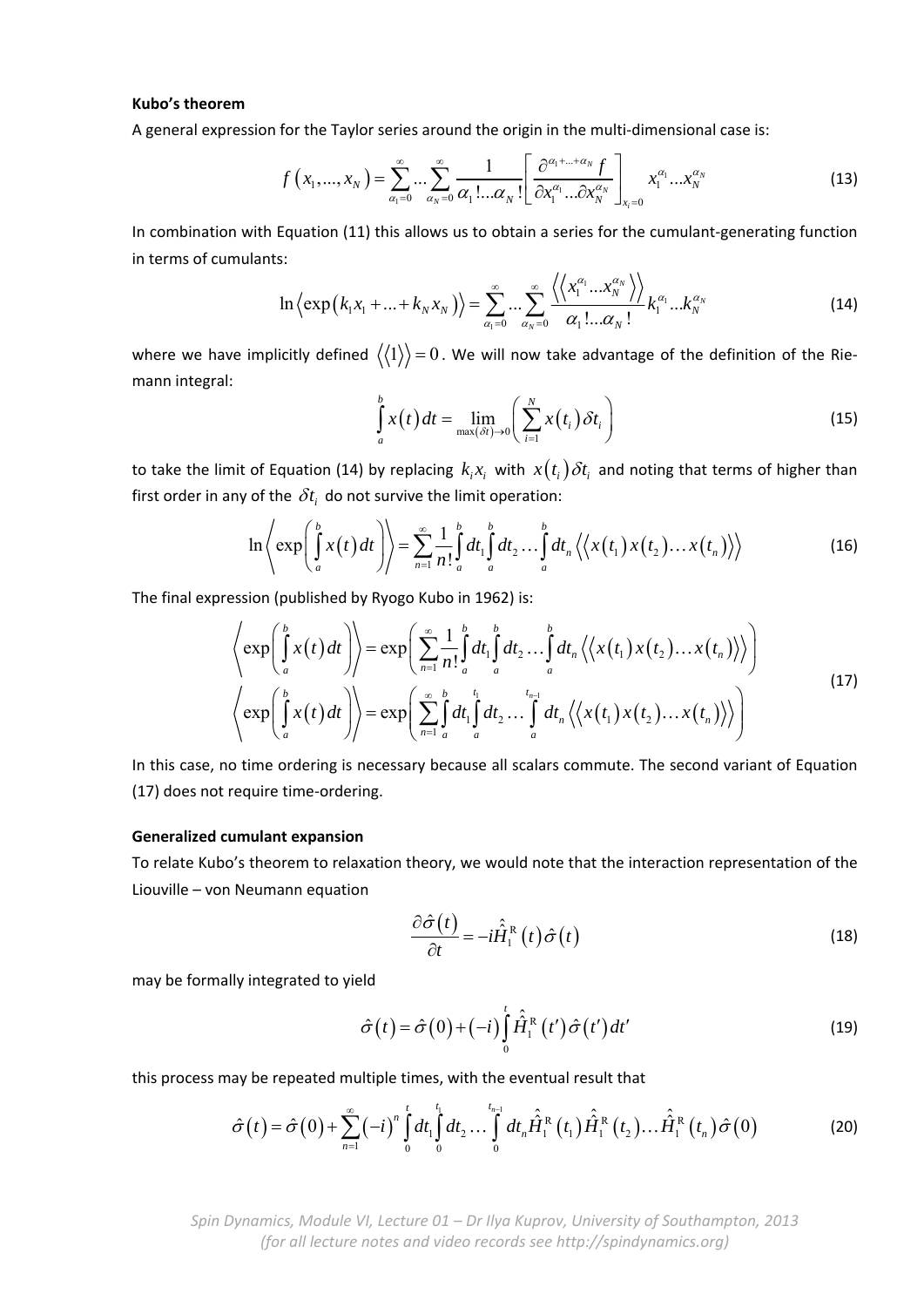**Kubo's theorem**

A general expression for the Taylor series around the origin in the multi-dimensional case is:

$$f\left(x_1,...,x_N\right)=\sum_{\alpha_1=0}^{\infty}...\sum_{\alpha_N=0}^{\infty}\frac{1}{\alpha_1!...\alpha_N!}\left[\frac{\partial^{\alpha_1+...+\alpha_N}f}{\partial x_1^{\alpha_1}...\partial x_N^{\alpha_N}}\right]_{x_i=0}x_1^{\alpha_1}...x_N^{\alpha_N} \tag{13}$$

In combination with Equation (11) this allows us to obtain a series for the cumulant-generating function in terms of cumulants:

$$\ln\left\langle\exp\left(k_1x_1+...+k_Nx_N\right)\right\rangle=\sum_{\alpha_1=0}^{\infty}...\sum_{\alpha_N=0}^{\infty}\frac{\left\langle\left\langle x_1^{\alpha_1}...x_N^{\alpha_N}\right\rangle\right\rangle}{\alpha_1!...\alpha_N!}k_1^{\alpha_1}...k_N^{\alpha_N} \tag{14}$$

where we have implicitly defined $\left\langle\left\langle 1\right\rangle\right\rangle=0$. We will now take advantage of the definition of the Riemann integral:

$$\int_a^b x(t)\,dt=\lim_{\max(\delta t)\to 0}\left(\sum_{i=1}^{N}x(t_i)\,\delta t_i\right) \tag{15}$$

to take the limit of Equation (14) by replacing $k_ix_i$ with $x(t_i)\,\delta t_i$ and noting that terms of higher than first order in any of the $\delta t_i$ do not survive the limit operation:

$$\ln\left\langle\exp\left(\int_a^b x(t)\,dt\right)\right\rangle=\sum_{n=1}^{\infty}\frac{1}{n!}\int_a^b dt_1\int_a^b dt_2\ldots\int_a^b dt_n\left\langle\left\langle x(t_1)\,x(t_2)\ldots x(t_n)\right\rangle\right\rangle \tag{16}$$

The final expression (published by Ryogo Kubo in 1962) is:

$$\begin{aligned}\left\langle\exp\left(\int_a^b x(t)\,dt\right)\right\rangle&=\exp\left(\sum_{n=1}^{\infty}\frac{1}{n!}\int_a^b dt_1\int_a^b dt_2\ldots\int_a^b dt_n\left\langle\left\langle x(t_1)\,x(t_2)\ldots x(t_n)\right\rangle\right\rangle\right)\\ \left\langle\exp\left(\int_a^b x(t)\,dt\right)\right\rangle&=\exp\left(\sum_{n=1}^{\infty}\int_a^b dt_1\int_a^{t_1} dt_2\ldots\int_a^{t_{n-1}} dt_n\left\langle\left\langle x(t_1)\,x(t_2)\ldots x(t_n)\right\rangle\right\rangle\right)\end{aligned} \tag{17}$$

In this case, no time ordering is necessary because all scalars commute. The second variant of Equation (17) does not require time-ordering.

**Generalized cumulant expansion**

To relate Kubo's theorem to relaxation theory, we would note that the interaction representation of the Liouville – von Neumann equation

$$\frac{\partial\hat{\sigma}(t)}{\partial t}=-i\hat{\hat{H}}_1^{\mathrm{R}}(t)\,\hat{\sigma}(t) \tag{18}$$

may be formally integrated to yield

$$\hat{\sigma}(t)=\hat{\sigma}(0)+(-i)\int_0^t\hat{\hat{H}}_1^{\mathrm{R}}(t')\,\hat{\sigma}(t')\,dt' \tag{19}$$

this process may be repeated multiple times, with the eventual result that

$$\hat{\sigma}(t)=\hat{\sigma}(0)+\sum_{n=1}^{\infty}(-i)^n\int_0^t dt_1\int_0^{t_1}dt_2\ldots\int_0^{t_{n-1}}dt_n\hat{\hat{H}}_1^{\mathrm{R}}(t_1)\,\hat{\hat{H}}_1^{\mathrm{R}}(t_2)\ldots\hat{\hat{H}}_1^{\mathrm{R}}(t_n)\,\hat{\sigma}(0) \tag{20}$$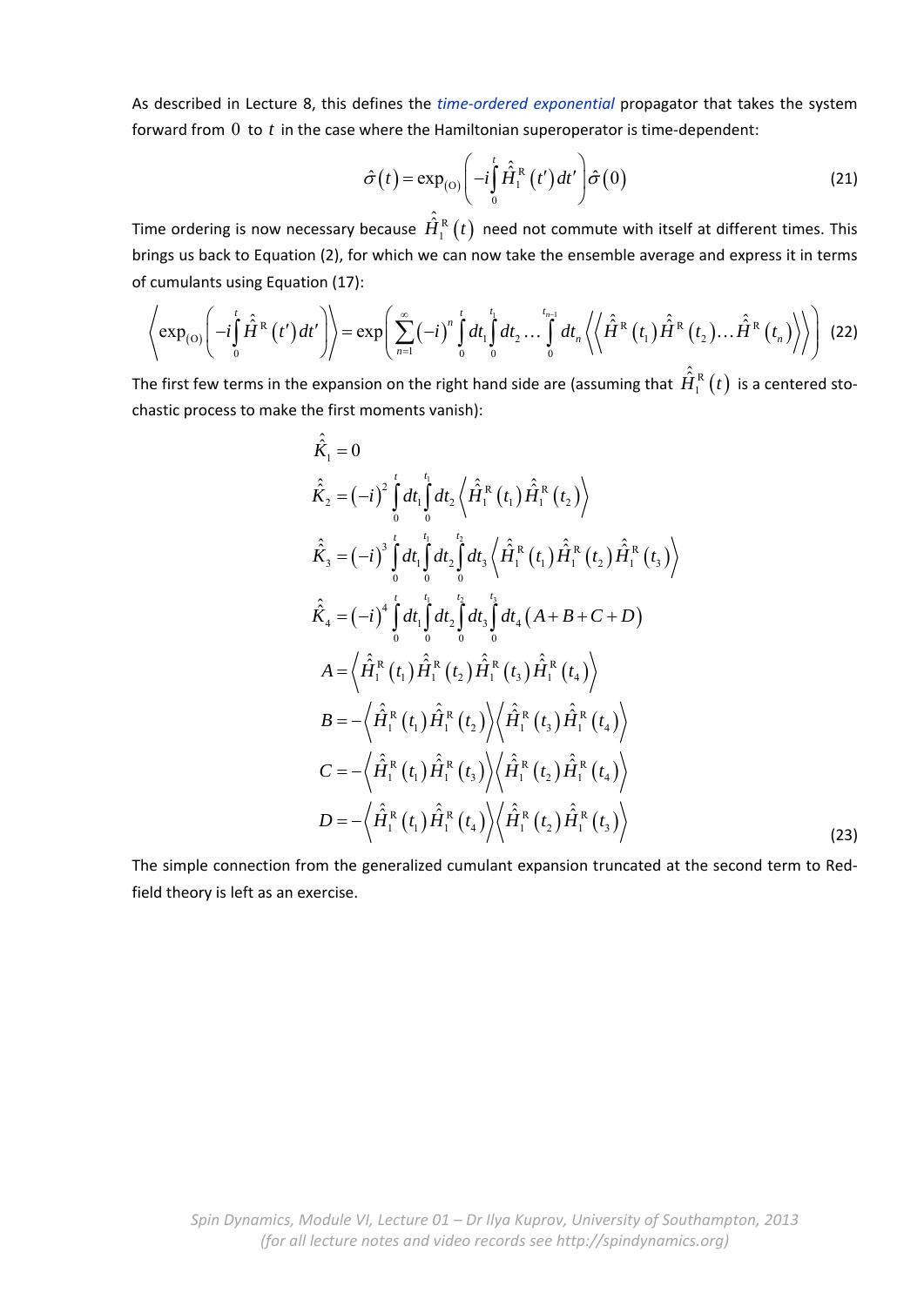As described in Lecture 8, this defines the *time-ordered exponential* propagator that takes the system forward from $0$ to $t$ in the case where the Hamiltonian superoperator is time-dependent:

$$\hat{\sigma}(t) = \exp_{(\mathrm{O})}\left(-i\int_0^t \hat{\hat{H}}_1^{\mathrm{R}}(t')\,dt'\right)\hat{\sigma}(0) \tag{21}$$

Time ordering is now necessary because $\hat{\hat{H}}_1^{\mathrm{R}}(t)$ need not commute with itself at different times. This brings us back to Equation (2), for which we can now take the ensemble average and express it in terms of cumulants using Equation (17):

$$\left\langle \exp_{(\mathrm{O})}\left(-i\int_0^t \hat{\hat{H}}^{\mathrm{R}}(t')\,dt'\right)\right\rangle = \exp\left(\sum_{n=1}^{\infty}(-i)^n\int_0^t dt_1\int_0^{t_1}dt_2\ldots\int_0^{t_{n-1}}dt_n\left\langle\left\langle \hat{\hat{H}}^{\mathrm{R}}(t_1)\hat{\hat{H}}^{\mathrm{R}}(t_2)\ldots\hat{\hat{H}}^{\mathrm{R}}(t_n)\right\rangle\right\rangle\right) \tag{22}$$

The first few terms in the expansion on the right hand side are (assuming that $\hat{\hat{H}}_1^{\mathrm{R}}(t)$ is a centered stochastic process to make the first moments vanish):

$$\begin{aligned}
\hat{\hat{K}}_1 &= 0\\
\hat{\hat{K}}_2 &= (-i)^2\int_0^t dt_1\int_0^{t_1}dt_2\left\langle \hat{\hat{H}}_1^{\mathrm{R}}(t_1)\hat{\hat{H}}_1^{\mathrm{R}}(t_2)\right\rangle\\
\hat{\hat{K}}_3 &= (-i)^3\int_0^t dt_1\int_0^{t_1}dt_2\int_0^{t_2}dt_3\left\langle \hat{\hat{H}}_1^{\mathrm{R}}(t_1)\hat{\hat{H}}_1^{\mathrm{R}}(t_2)\hat{\hat{H}}_1^{\mathrm{R}}(t_3)\right\rangle\\
\hat{\hat{K}}_4 &= (-i)^4\int_0^t dt_1\int_0^{t_1}dt_2\int_0^{t_2}dt_3\int_0^{t_3}dt_4\,(A+B+C+D)\\
A &= \left\langle \hat{\hat{H}}_1^{\mathrm{R}}(t_1)\hat{\hat{H}}_1^{\mathrm{R}}(t_2)\hat{\hat{H}}_1^{\mathrm{R}}(t_3)\hat{\hat{H}}_1^{\mathrm{R}}(t_4)\right\rangle\\
B &= -\left\langle \hat{\hat{H}}_1^{\mathrm{R}}(t_1)\hat{\hat{H}}_1^{\mathrm{R}}(t_2)\right\rangle\left\langle \hat{\hat{H}}_1^{\mathrm{R}}(t_3)\hat{\hat{H}}_1^{\mathrm{R}}(t_4)\right\rangle\\
C &= -\left\langle \hat{\hat{H}}_1^{\mathrm{R}}(t_1)\hat{\hat{H}}_1^{\mathrm{R}}(t_3)\right\rangle\left\langle \hat{\hat{H}}_1^{\mathrm{R}}(t_2)\hat{\hat{H}}_1^{\mathrm{R}}(t_4)\right\rangle\\
D &= -\left\langle \hat{\hat{H}}_1^{\mathrm{R}}(t_1)\hat{\hat{H}}_1^{\mathrm{R}}(t_4)\right\rangle\left\langle \hat{\hat{H}}_1^{\mathrm{R}}(t_2)\hat{\hat{H}}_1^{\mathrm{R}}(t_3)\right\rangle
\end{aligned} \tag{23}$$

The simple connection from the generalized cumulant expansion truncated at the second term to Redfield theory is left as an exercise.